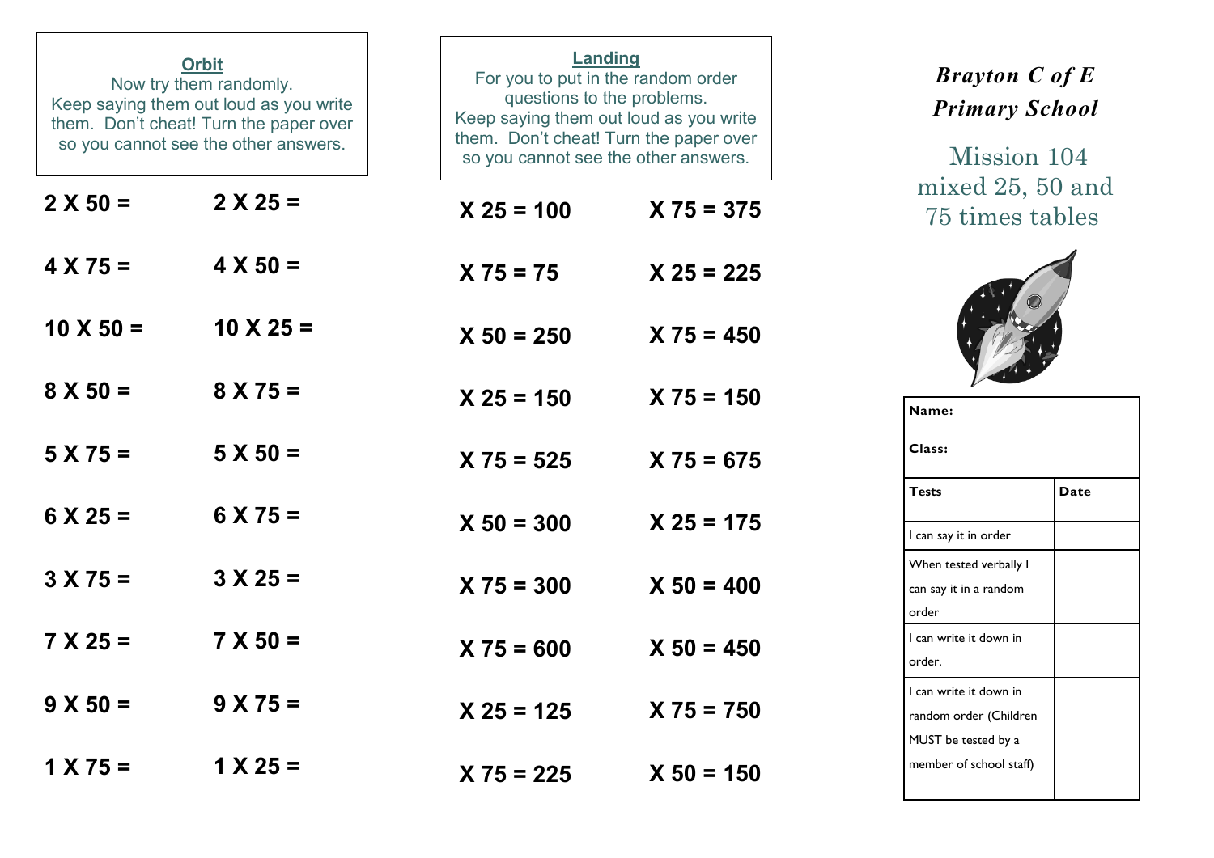## Orbit

Now try them randomly.
Keep saying them out loud as you write them. Don't cheat! Turn the paper over so you cannot see the other answers.

| | |
|---|---|
| 2 X 50 = | 2 X 25 = |
| 4 X 75 = | 4 X 50 = |
| 10 X 50 = | 10 X 25 = |
| 8 X 50 = | 8 X 75 = |
| 5 X 75 = | 5 X 50 = |
| 6 X 25 = | 6 X 75 = |
| 3 X 75 = | 3 X 25 = |
| 7 X 25 = | 7 X 50 = |
| 9 X 50 = | 9 X 75 = |
| 1 X 75 = | 1 X 25 = |

## Landing

For you to put in the random order questions to the problems.
Keep saying them out loud as you write them. Don't cheat! Turn the paper over so you cannot see the other answers.

| | |
|---|---|
| X 25 = 100 | X 75 = 375 |
| X 75 = 75 | X 25 = 225 |
| X 50 = 250 | X 75 = 450 |
| X 25 = 150 | X 75 = 150 |
| X 75 = 525 | X 75 = 675 |
| X 50 = 300 | X 25 = 175 |
| X 75 = 300 | X 50 = 400 |
| X 75 = 600 | X 50 = 450 |
| X 25 = 125 | X 75 = 750 |
| X 75 = 225 | X 50 = 150 |

# *Brayton C of E Primary School*

## Mission 104 mixed 25, 50 and 75 times tables

**Name:**

**Class:**

| **Tests** | **Date** |
|---|---|
| I can say it in order | |
| When tested verbally I can say it in a random order | |
| I can write it down in order. | |
| I can write it down in random order (Children MUST be tested by a member of school staff) | |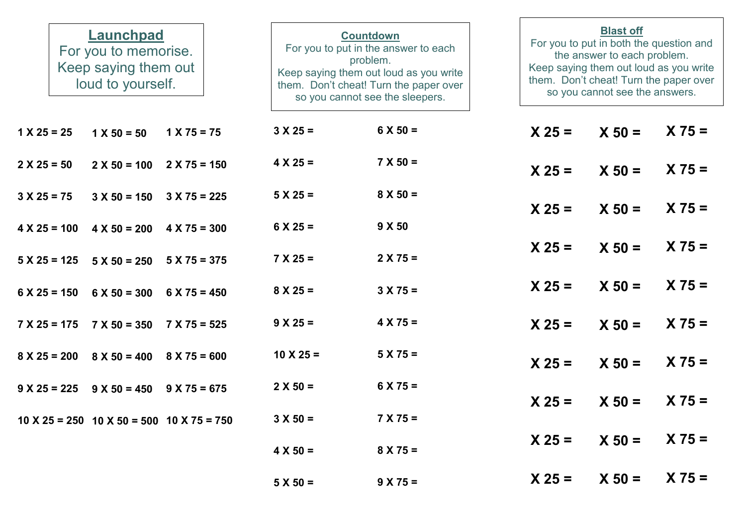**Launchpad**
For you to memorise. Keep saying them out loud to yourself.

| | | |
|---|---|---|
| 1 X 25 = 25 | 1 X 50 = 50 | 1 X 75 = 75 |
| 2 X 25 = 50 | 2 X 50 = 100 | 2 X 75 = 150 |
| 3 X 25 = 75 | 3 X 50 = 150 | 3 X 75 = 225 |
| 4 X 25 = 100 | 4 X 50 = 200 | 4 X 75 = 300 |
| 5 X 25 = 125 | 5 X 50 = 250 | 5 X 75 = 375 |
| 6 X 25 = 150 | 6 X 50 = 300 | 6 X 75 = 450 |
| 7 X 25 = 175 | 7 X 50 = 350 | 7 X 75 = 525 |
| 8 X 25 = 200 | 8 X 50 = 400 | 8 X 75 = 600 |
| 9 X 25 = 225 | 9 X 50 = 450 | 9 X 75 = 675 |
| 10 X 25 = 250 | 10 X 50 = 500 | 10 X 75 = 750 |

**Countdown**
For you to put in the answer to each problem.
Keep saying them out loud as you write them. Don't cheat! Turn the paper over so you cannot see the sleepers.

| | |
|---|---|
| 3 X 25 = | 6 X 50 = |
| 4 X 25 = | 7 X 50 = |
| 5 X 25 = | 8 X 50 = |
| 6 X 25 = | 9 X 50 |
| 7 X 25 = | 2 X 75 = |
| 8 X 25 = | 3 X 75 = |
| 9 X 25 = | 4 X 75 = |
| 10 X 25 = | 5 X 75 = |
| 2 X 50 = | 6 X 75 = |
| 3 X 50 = | 7 X 75 = |
| 4 X 50 = | 8 X 75 = |
| 5 X 50 = | 9 X 75 = |

**Blast off**
For you to put in both the question and the answer to each problem.
Keep saying them out loud as you write them. Don't cheat! Turn the paper over so you cannot see the answers.

| | | |
|---|---|---|
| X 25 = | X 50 = | X 75 = |
| X 25 = | X 50 = | X 75 = |
| X 25 = | X 50 = | X 75 = |
| X 25 = | X 50 = | X 75 = |
| X 25 = | X 50 = | X 75 = |
| X 25 = | X 50 = | X 75 = |
| X 25 = | X 50 = | X 75 = |
| X 25 = | X 50 = | X 75 = |
| X 25 = | X 50 = | X 75 = |
| X 25 = | X 50 = | X 75 = |